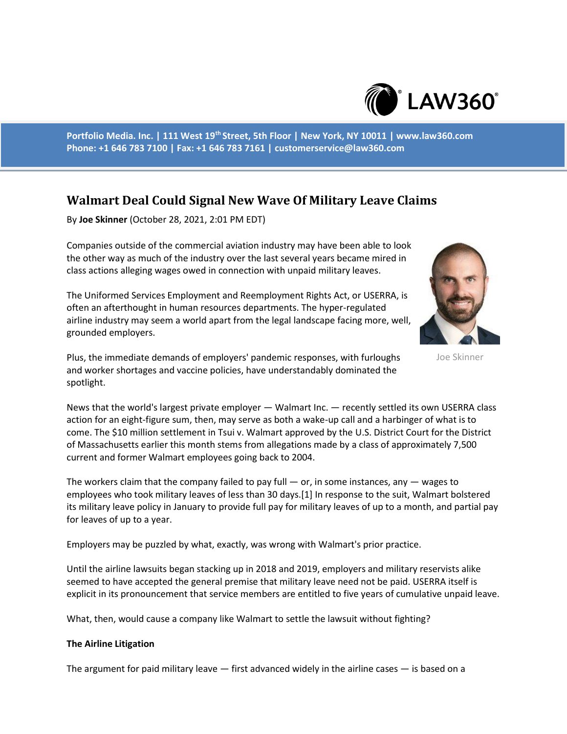Portfolio Media. Inc. | 111 West 19th Street, 5th Floor | New York, NY 10011 | www.law360.com
Phone: +1 646 783 7100 | Fax: +1 646 783 7161 | customerservice@law360.com

# Walmart Deal Could Signal New Wave Of Military Leave Claims

By **Joe Skinner** (October 28, 2021, 2:01 PM EDT)

Companies outside of the commercial aviation industry may have been able to look the other way as much of the industry over the last several years became mired in class actions alleging wages owed in connection with unpaid military leaves.

The Uniformed Services Employment and Reemployment Rights Act, or USERRA, is often an afterthought in human resources departments. The hyper-regulated airline industry may seem a world apart from the legal landscape facing more, well, grounded employers.

Joe Skinner

Plus, the immediate demands of employers' pandemic responses, with furloughs and worker shortages and vaccine policies, have understandably dominated the spotlight.

News that the world's largest private employer — Walmart Inc. — recently settled its own USERRA class action for an eight-figure sum, then, may serve as both a wake-up call and a harbinger of what is to come. The $10 million settlement in Tsui v. Walmart approved by the U.S. District Court for the District of Massachusetts earlier this month stems from allegations made by a class of approximately 7,500 current and former Walmart employees going back to 2004.

The workers claim that the company failed to pay full — or, in some instances, any — wages to employees who took military leaves of less than 30 days.[1] In response to the suit, Walmart bolstered its military leave policy in January to provide full pay for military leaves of up to a month, and partial pay for leaves of up to a year.

Employers may be puzzled by what, exactly, was wrong with Walmart's prior practice.

Until the airline lawsuits began stacking up in 2018 and 2019, employers and military reservists alike seemed to have accepted the general premise that military leave need not be paid. USERRA itself is explicit in its pronouncement that service members are entitled to five years of cumulative unpaid leave.

What, then, would cause a company like Walmart to settle the lawsuit without fighting?

**The Airline Litigation**

The argument for paid military leave — first advanced widely in the airline cases — is based on a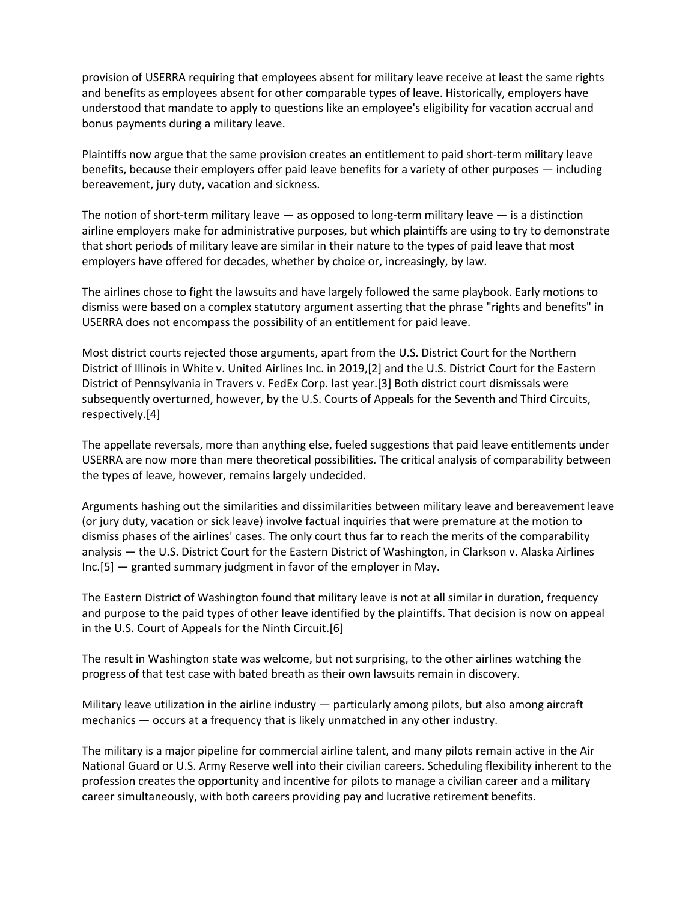provision of USERRA requiring that employees absent for military leave receive at least the same rights and benefits as employees absent for other comparable types of leave. Historically, employers have understood that mandate to apply to questions like an employee's eligibility for vacation accrual and bonus payments during a military leave.

Plaintiffs now argue that the same provision creates an entitlement to paid short-term military leave benefits, because their employers offer paid leave benefits for a variety of other purposes — including bereavement, jury duty, vacation and sickness.

The notion of short-term military leave — as opposed to long-term military leave — is a distinction airline employers make for administrative purposes, but which plaintiffs are using to try to demonstrate that short periods of military leave are similar in their nature to the types of paid leave that most employers have offered for decades, whether by choice or, increasingly, by law.

The airlines chose to fight the lawsuits and have largely followed the same playbook. Early motions to dismiss were based on a complex statutory argument asserting that the phrase "rights and benefits" in USERRA does not encompass the possibility of an entitlement for paid leave.

Most district courts rejected those arguments, apart from the U.S. District Court for the Northern District of Illinois in White v. United Airlines Inc. in 2019,[2] and the U.S. District Court for the Eastern District of Pennsylvania in Travers v. FedEx Corp. last year.[3] Both district court dismissals were subsequently overturned, however, by the U.S. Courts of Appeals for the Seventh and Third Circuits, respectively.[4]

The appellate reversals, more than anything else, fueled suggestions that paid leave entitlements under USERRA are now more than mere theoretical possibilities. The critical analysis of comparability between the types of leave, however, remains largely undecided.

Arguments hashing out the similarities and dissimilarities between military leave and bereavement leave (or jury duty, vacation or sick leave) involve factual inquiries that were premature at the motion to dismiss phases of the airlines' cases. The only court thus far to reach the merits of the comparability analysis — the U.S. District Court for the Eastern District of Washington, in Clarkson v. Alaska Airlines Inc.[5] — granted summary judgment in favor of the employer in May.

The Eastern District of Washington found that military leave is not at all similar in duration, frequency and purpose to the paid types of other leave identified by the plaintiffs. That decision is now on appeal in the U.S. Court of Appeals for the Ninth Circuit.[6]

The result in Washington state was welcome, but not surprising, to the other airlines watching the progress of that test case with bated breath as their own lawsuits remain in discovery.

Military leave utilization in the airline industry — particularly among pilots, but also among aircraft mechanics — occurs at a frequency that is likely unmatched in any other industry.

The military is a major pipeline for commercial airline talent, and many pilots remain active in the Air National Guard or U.S. Army Reserve well into their civilian careers. Scheduling flexibility inherent to the profession creates the opportunity and incentive for pilots to manage a civilian career and a military career simultaneously, with both careers providing pay and lucrative retirement benefits.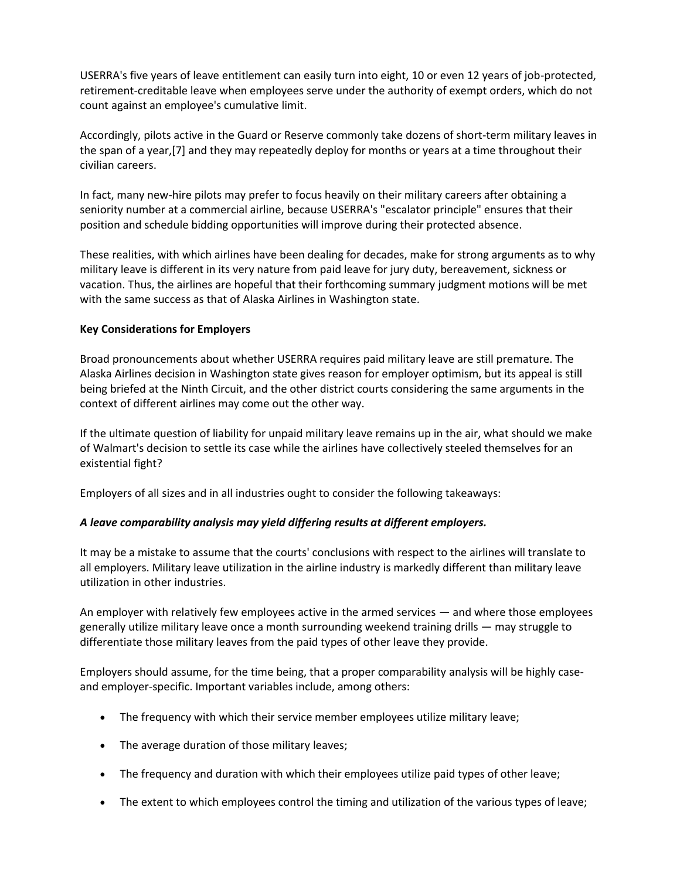USERRA's five years of leave entitlement can easily turn into eight, 10 or even 12 years of job-protected, retirement-creditable leave when employees serve under the authority of exempt orders, which do not count against an employee's cumulative limit.

Accordingly, pilots active in the Guard or Reserve commonly take dozens of short-term military leaves in the span of a year,[7] and they may repeatedly deploy for months or years at a time throughout their civilian careers.

In fact, many new-hire pilots may prefer to focus heavily on their military careers after obtaining a seniority number at a commercial airline, because USERRA's "escalator principle" ensures that their position and schedule bidding opportunities will improve during their protected absence.

These realities, with which airlines have been dealing for decades, make for strong arguments as to why military leave is different in its very nature from paid leave for jury duty, bereavement, sickness or vacation. Thus, the airlines are hopeful that their forthcoming summary judgment motions will be met with the same success as that of Alaska Airlines in Washington state.

**Key Considerations for Employers**

Broad pronouncements about whether USERRA requires paid military leave are still premature. The Alaska Airlines decision in Washington state gives reason for employer optimism, but its appeal is still being briefed at the Ninth Circuit, and the other district courts considering the same arguments in the context of different airlines may come out the other way.

If the ultimate question of liability for unpaid military leave remains up in the air, what should we make of Walmart's decision to settle its case while the airlines have collectively steeled themselves for an existential fight?

Employers of all sizes and in all industries ought to consider the following takeaways:

***A leave comparability analysis may yield differing results at different employers.***

It may be a mistake to assume that the courts' conclusions with respect to the airlines will translate to all employers. Military leave utilization in the airline industry is markedly different than military leave utilization in other industries.

An employer with relatively few employees active in the armed services — and where those employees generally utilize military leave once a month surrounding weekend training drills — may struggle to differentiate those military leaves from the paid types of other leave they provide.

Employers should assume, for the time being, that a proper comparability analysis will be highly case- and employer-specific. Important variables include, among others:

- The frequency with which their service member employees utilize military leave;
- The average duration of those military leaves;
- The frequency and duration with which their employees utilize paid types of other leave;
- The extent to which employees control the timing and utilization of the various types of leave;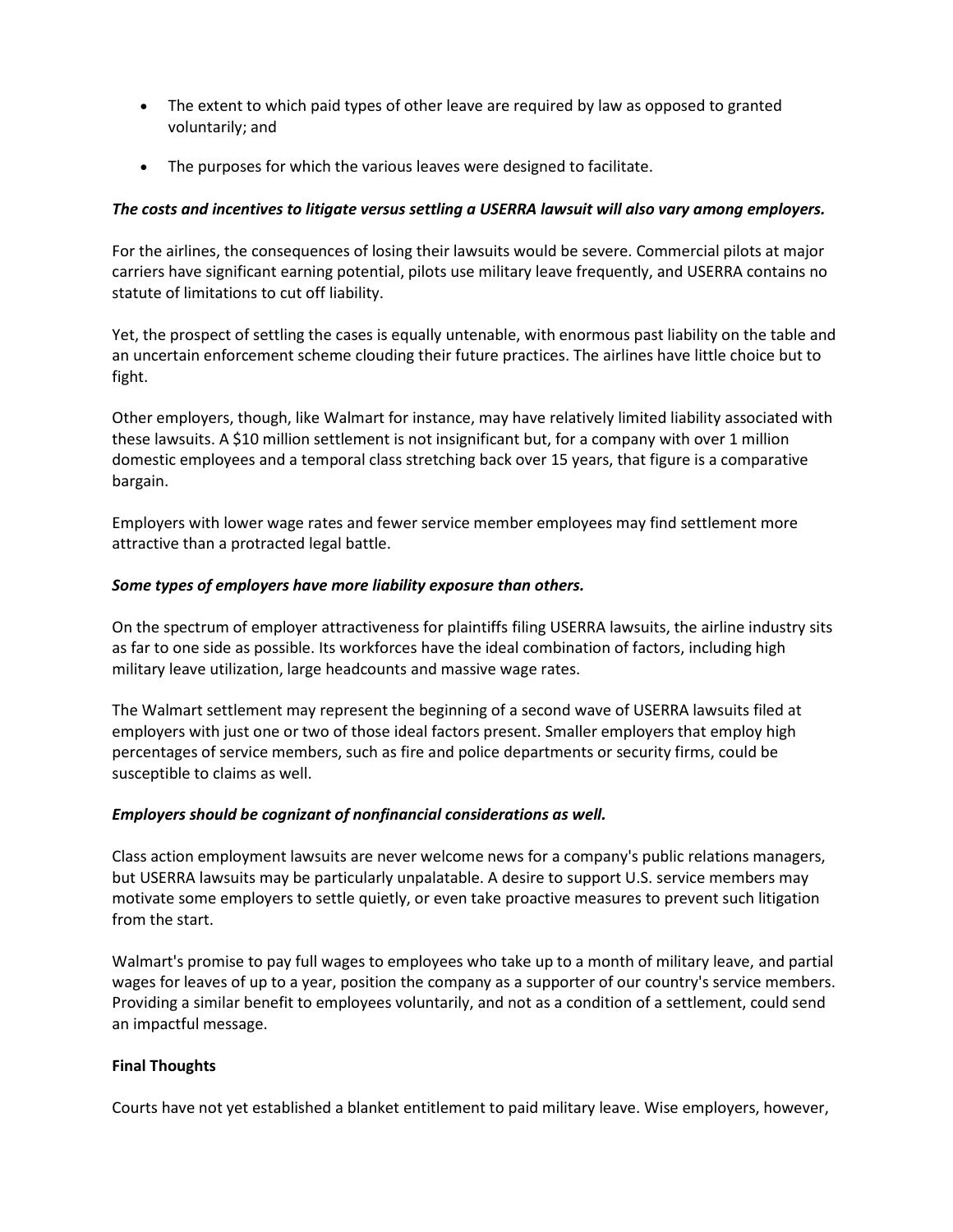- The extent to which paid types of other leave are required by law as opposed to granted voluntarily; and
- The purposes for which the various leaves were designed to facilitate.

***The costs and incentives to litigate versus settling a USERRA lawsuit will also vary among employers.***

For the airlines, the consequences of losing their lawsuits would be severe. Commercial pilots at major carriers have significant earning potential, pilots use military leave frequently, and USERRA contains no statute of limitations to cut off liability.

Yet, the prospect of settling the cases is equally untenable, with enormous past liability on the table and an uncertain enforcement scheme clouding their future practices. The airlines have little choice but to fight.

Other employers, though, like Walmart for instance, may have relatively limited liability associated with these lawsuits. A $10 million settlement is not insignificant but, for a company with over 1 million domestic employees and a temporal class stretching back over 15 years, that figure is a comparative bargain.

Employers with lower wage rates and fewer service member employees may find settlement more attractive than a protracted legal battle.

***Some types of employers have more liability exposure than others.***

On the spectrum of employer attractiveness for plaintiffs filing USERRA lawsuits, the airline industry sits as far to one side as possible. Its workforces have the ideal combination of factors, including high military leave utilization, large headcounts and massive wage rates.

The Walmart settlement may represent the beginning of a second wave of USERRA lawsuits filed at employers with just one or two of those ideal factors present. Smaller employers that employ high percentages of service members, such as fire and police departments or security firms, could be susceptible to claims as well.

***Employers should be cognizant of nonfinancial considerations as well.***

Class action employment lawsuits are never welcome news for a company's public relations managers, but USERRA lawsuits may be particularly unpalatable. A desire to support U.S. service members may motivate some employers to settle quietly, or even take proactive measures to prevent such litigation from the start.

Walmart's promise to pay full wages to employees who take up to a month of military leave, and partial wages for leaves of up to a year, position the company as a supporter of our country's service members. Providing a similar benefit to employees voluntarily, and not as a condition of a settlement, could send an impactful message.

**Final Thoughts**

Courts have not yet established a blanket entitlement to paid military leave. Wise employers, however,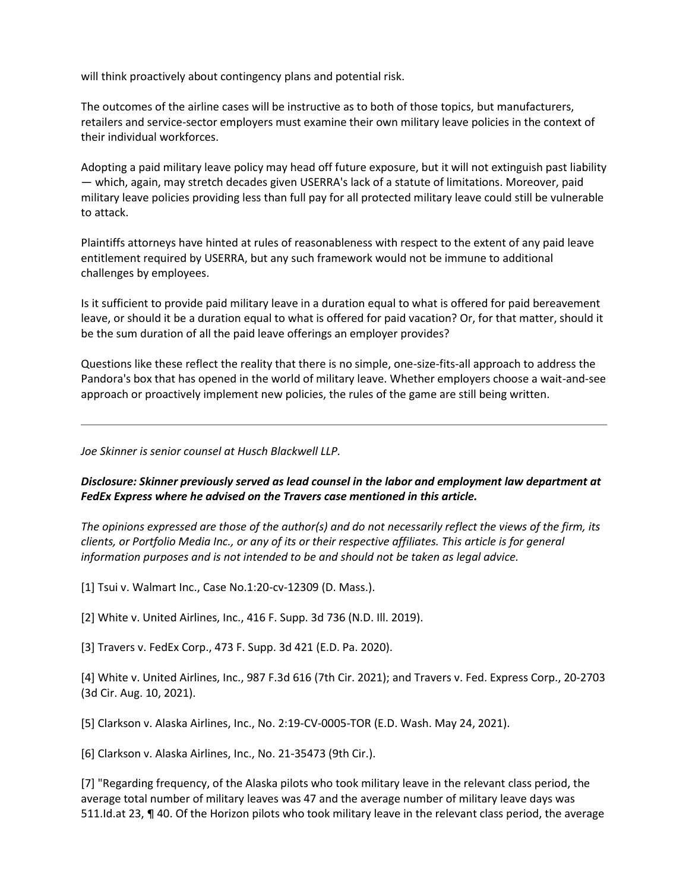will think proactively about contingency plans and potential risk.

The outcomes of the airline cases will be instructive as to both of those topics, but manufacturers, retailers and service-sector employers must examine their own military leave policies in the context of their individual workforces.

Adopting a paid military leave policy may head off future exposure, but it will not extinguish past liability — which, again, may stretch decades given USERRA's lack of a statute of limitations. Moreover, paid military leave policies providing less than full pay for all protected military leave could still be vulnerable to attack.

Plaintiffs attorneys have hinted at rules of reasonableness with respect to the extent of any paid leave entitlement required by USERRA, but any such framework would not be immune to additional challenges by employees.

Is it sufficient to provide paid military leave in a duration equal to what is offered for paid bereavement leave, or should it be a duration equal to what is offered for paid vacation? Or, for that matter, should it be the sum duration of all the paid leave offerings an employer provides?

Questions like these reflect the reality that there is no simple, one-size-fits-all approach to address the Pandora's box that has opened in the world of military leave. Whether employers choose a wait-and-see approach or proactively implement new policies, the rules of the game are still being written.

---

*Joe Skinner is senior counsel at Husch Blackwell LLP.*

***Disclosure: Skinner previously served as lead counsel in the labor and employment law department at FedEx Express where he advised on the Travers case mentioned in this article.***

*The opinions expressed are those of the author(s) and do not necessarily reflect the views of the firm, its clients, or Portfolio Media Inc., or any of its or their respective affiliates. This article is for general information purposes and is not intended to be and should not be taken as legal advice.*

[1] Tsui v. Walmart Inc., Case No.1:20-cv-12309 (D. Mass.).

[2] White v. United Airlines, Inc., 416 F. Supp. 3d 736 (N.D. Ill. 2019).

[3] Travers v. FedEx Corp., 473 F. Supp. 3d 421 (E.D. Pa. 2020).

[4] White v. United Airlines, Inc., 987 F.3d 616 (7th Cir. 2021); and Travers v. Fed. Express Corp., 20-2703 (3d Cir. Aug. 10, 2021).

[5] Clarkson v. Alaska Airlines, Inc., No. 2:19-CV-0005-TOR (E.D. Wash. May 24, 2021).

[6] Clarkson v. Alaska Airlines, Inc., No. 21-35473 (9th Cir.).

[7] "Regarding frequency, of the Alaska pilots who took military leave in the relevant class period, the average total number of military leaves was 47 and the average number of military leave days was 511.Id.at 23, ¶ 40. Of the Horizon pilots who took military leave in the relevant class period, the average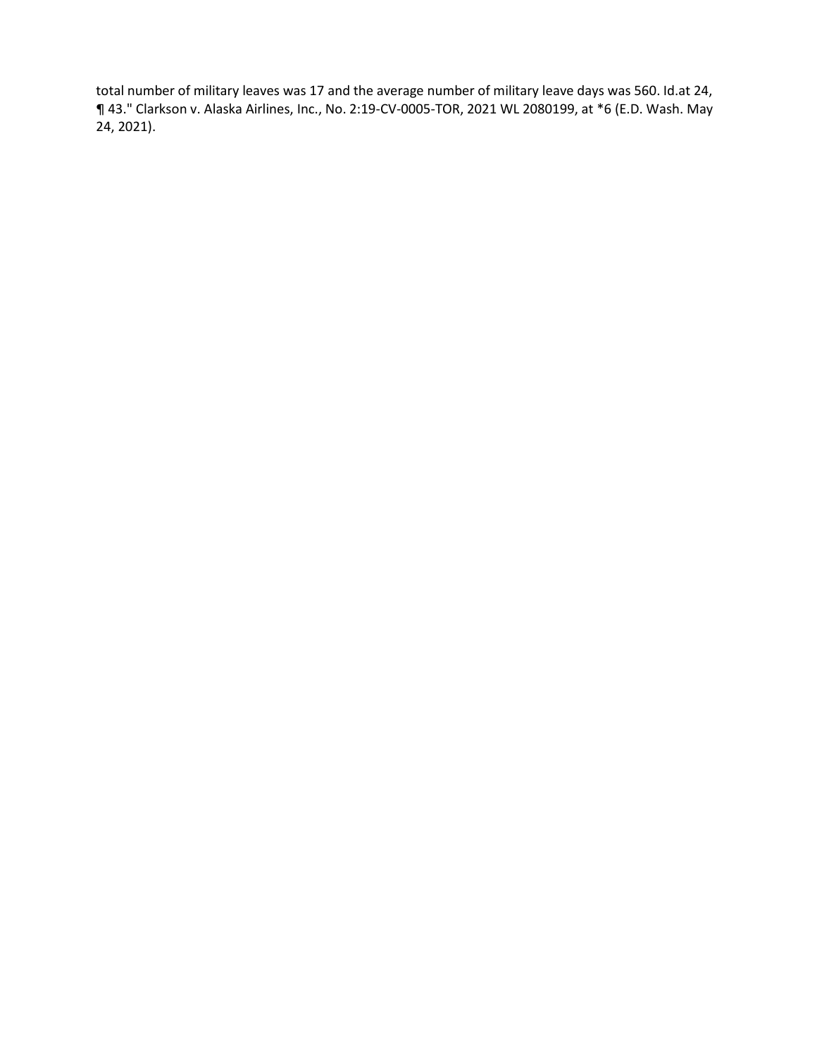total number of military leaves was 17 and the average number of military leave days was 560. Id.at 24, ¶ 43." Clarkson v. Alaska Airlines, Inc., No. 2:19-CV-0005-TOR, 2021 WL 2080199, at *6 (E.D. Wash. May 24, 2021).